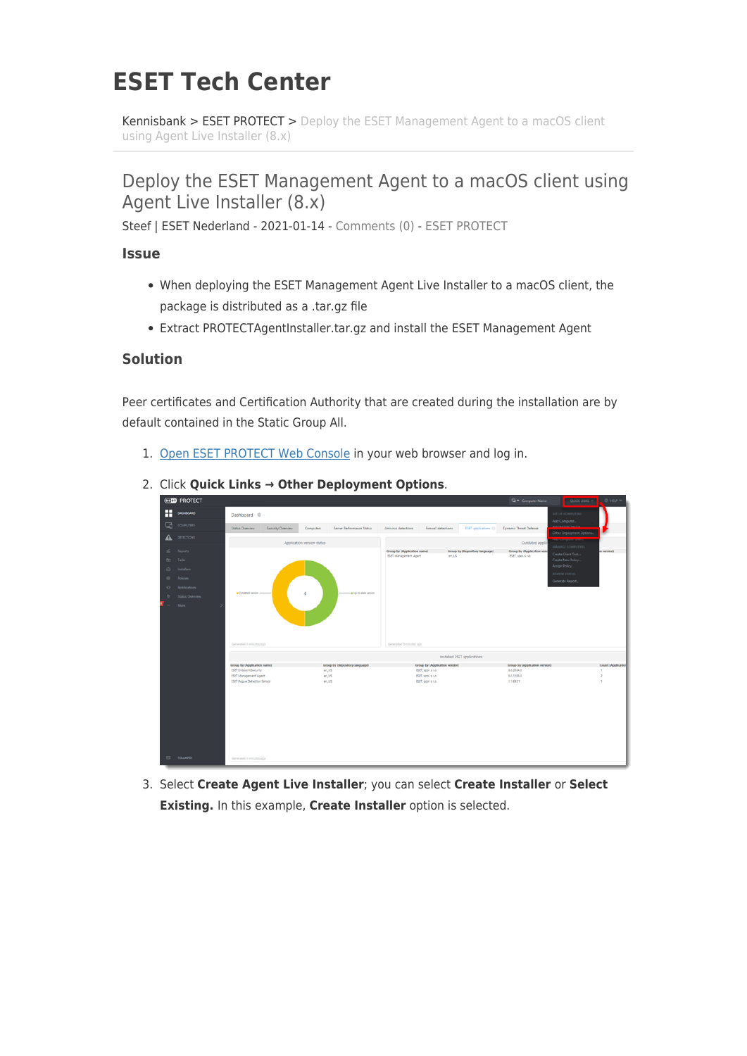# ESET Tech Center

Kennisbank > ESET PROTECT > Deploy the ESET Management Agent to a macOS client using Agent Live Installer (8.x)

## Deploy the ESET Management Agent to a macOS client using Agent Live Installer (8.x)

Steef | ESET Nederland - 2021-01-14 - Comments (0) - ESET PROTECT

### Issue

- When deploying the ESET Management Agent Live Installer to a macOS client, the package is distributed as a .tar.gz file
- Extract PROTECTAgentInstaller.tar.gz and install the ESET Management Agent

### Solution

Peer certificates and Certification Authority that are created during the installation are by default contained in the Static Group All.

1. Open ESET PROTECT Web Console in your web browser and log in.
2. Click **Quick Links → Other Deployment Options**.
3. Select **Create Agent Live Installer**; you can select **Create Installer** or **Select Existing.** In this example, **Create Installer** option is selected.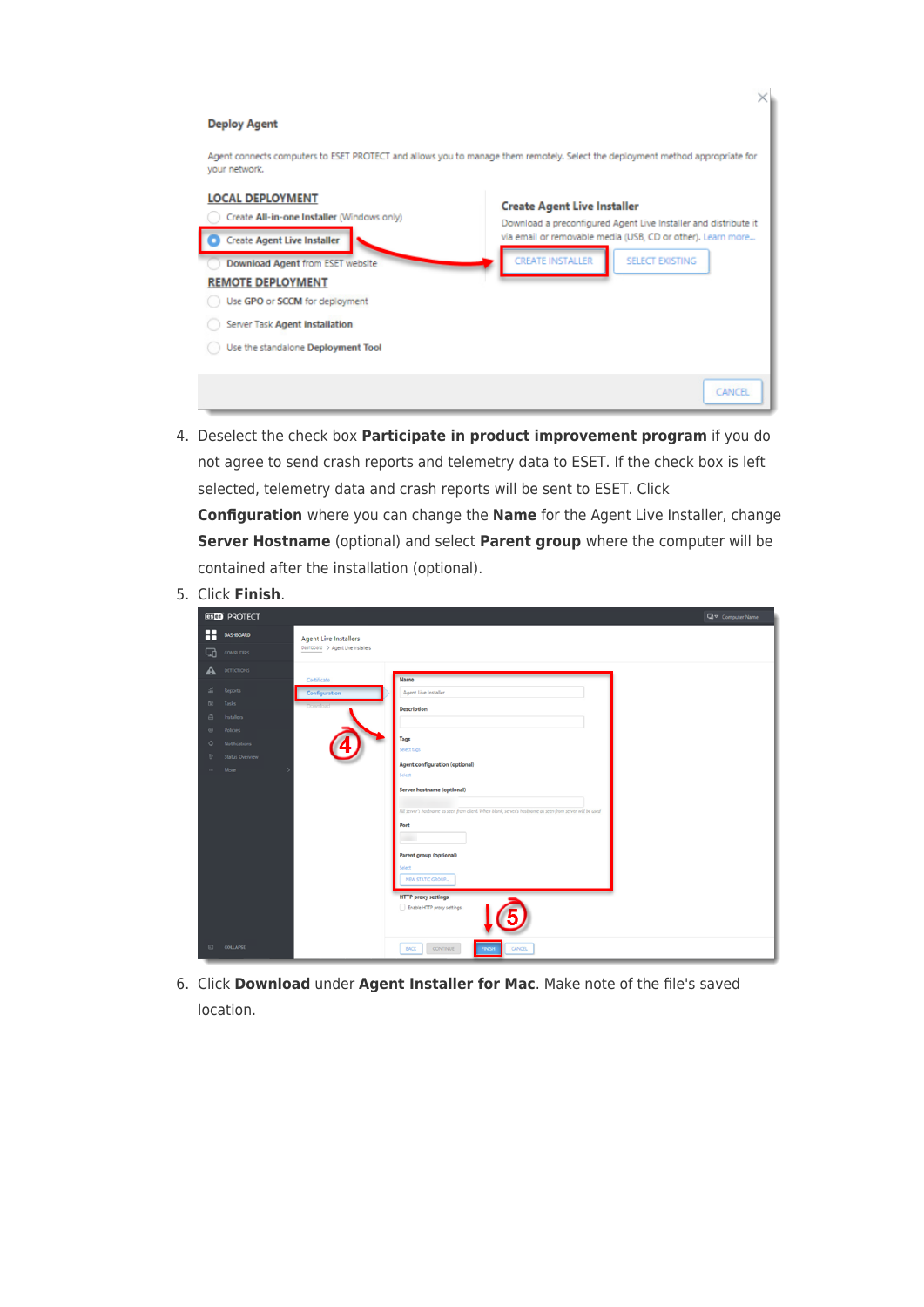4. Deselect the check box **Participate in product improvement program** if you do not agree to send crash reports and telemetry data to ESET. If the check box is left selected, telemetry data and crash reports will be sent to ESET. Click **Configuration** where you can change the **Name** for the Agent Live Installer, change **Server Hostname** (optional) and select **Parent group** where the computer will be contained after the installation (optional).
5. Click **Finish**.
6. Click **Download** under **Agent Installer for Mac**. Make note of the file's saved location.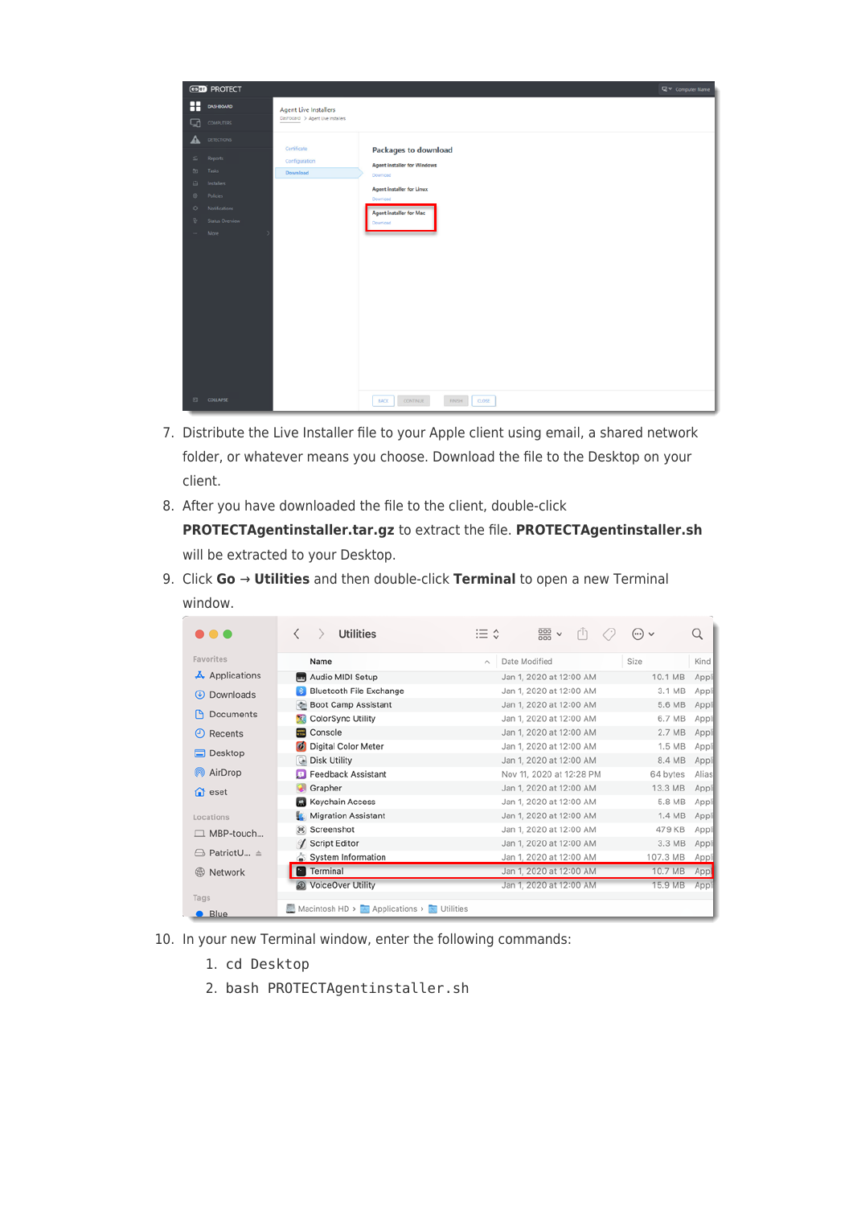7. Distribute the Live Installer file to your Apple client using email, a shared network folder, or whatever means you choose. Download the file to the Desktop on your client.
8. After you have downloaded the file to the client, double-click **PROTECTAgentinstaller.tar.gz** to extract the file. **PROTECTAgentinstaller.sh** will be extracted to your Desktop.
9. Click **Go** → **Utilities** and then double-click **Terminal** to open a new Terminal window.
10. In your new Terminal window, enter the following commands:
    1. `cd Desktop`
    2. `bash PROTECTAgentinstaller.sh`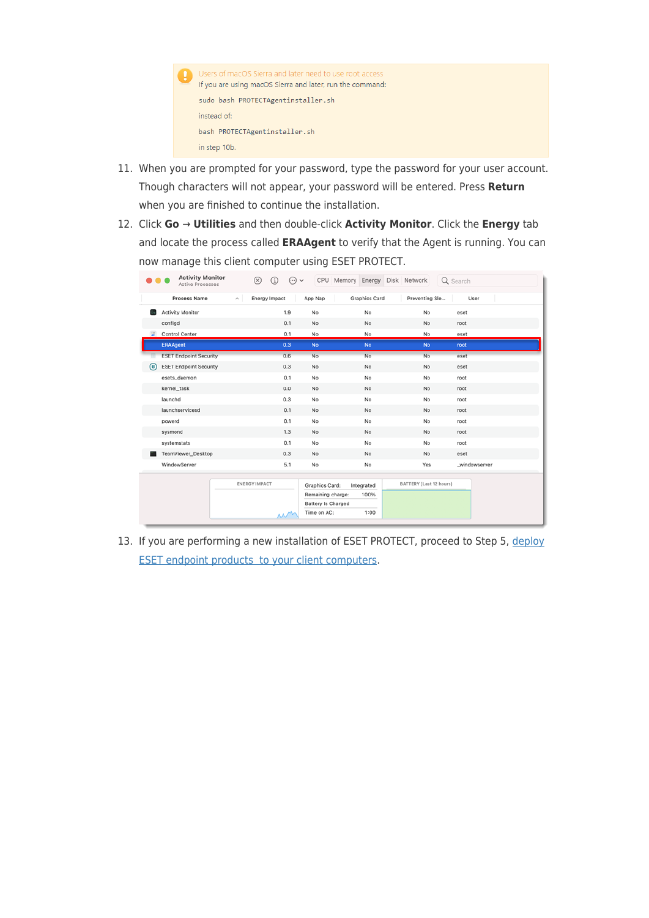> **Users of macOS Sierra and later need to use root access**
>
> If you are using macOS Sierra and later, run the command:
>
> `sudo bash PROTECTAgentinstaller.sh`
>
> instead of:
>
> `bash PROTECTAgentinstaller.sh`
>
> in step 10b.

11. When you are prompted for your password, type the password for your user account. Though characters will not appear, your password will be entered. Press **Return** when you are finished to continue the installation.
12. Click **Go** → **Utilities** and then double-click **Activity Monitor**. Click the **Energy** tab and locate the process called **ERAAgent** to verify that the Agent is running. You can now manage this client computer using ESET PROTECT.
13. If you are performing a new installation of ESET PROTECT, proceed to Step 5, [deploy ESET endpoint products to your client computers](#).